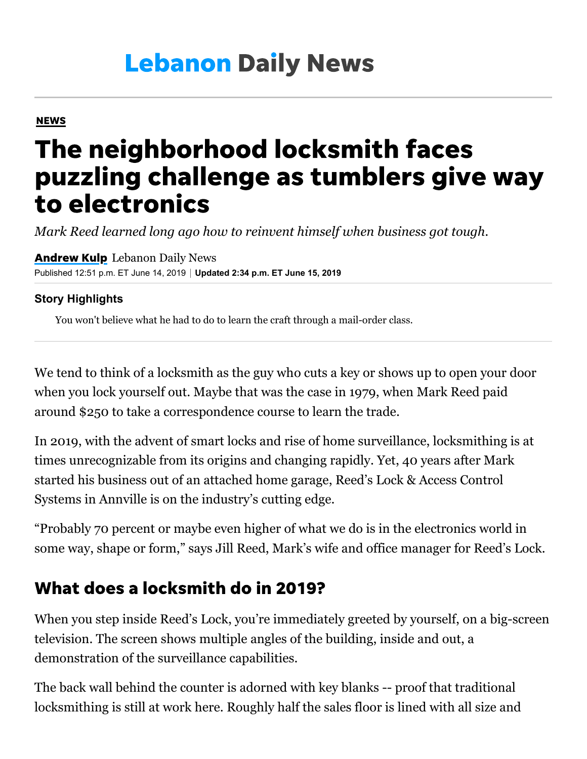# Lebanon Daily News

**NEWS**

# The neighborhood locksmith faces puzzling challenge as tumblers give way to electronics

*Mark Reed learned long ago how to reinvent himself when business got tough.*

**Andrew Kulp** Lebanon Daily News

Published 12:51 p.m. ET June 14, 2019 | **Updated 2:34 p.m. ET June 15, 2019**

**Story Highlights**

- You won't believe what he had to do to learn the craft through a mail-order class.

We tend to think of a locksmith as the guy who cuts a key or shows up to open your door when you lock yourself out. Maybe that was the case in 1979, when Mark Reed paid around $250 to take a correspondence course to learn the trade.

In 2019, with the advent of smart locks and rise of home surveillance, locksmithing is at times unrecognizable from its origins and changing rapidly. Yet, 40 years after Mark started his business out of an attached home garage, Reed's Lock & Access Control Systems in Annville is on the industry's cutting edge.

"Probably 70 percent or maybe even higher of what we do is in the electronics world in some way, shape or form," says Jill Reed, Mark's wife and office manager for Reed's Lock.

## What does a locksmith do in 2019?

When you step inside Reed's Lock, you're immediately greeted by yourself, on a big-screen television. The screen shows multiple angles of the building, inside and out, a demonstration of the surveillance capabilities.

The back wall behind the counter is adorned with key blanks -- proof that traditional locksmithing is still at work here. Roughly half the sales floor is lined with all size and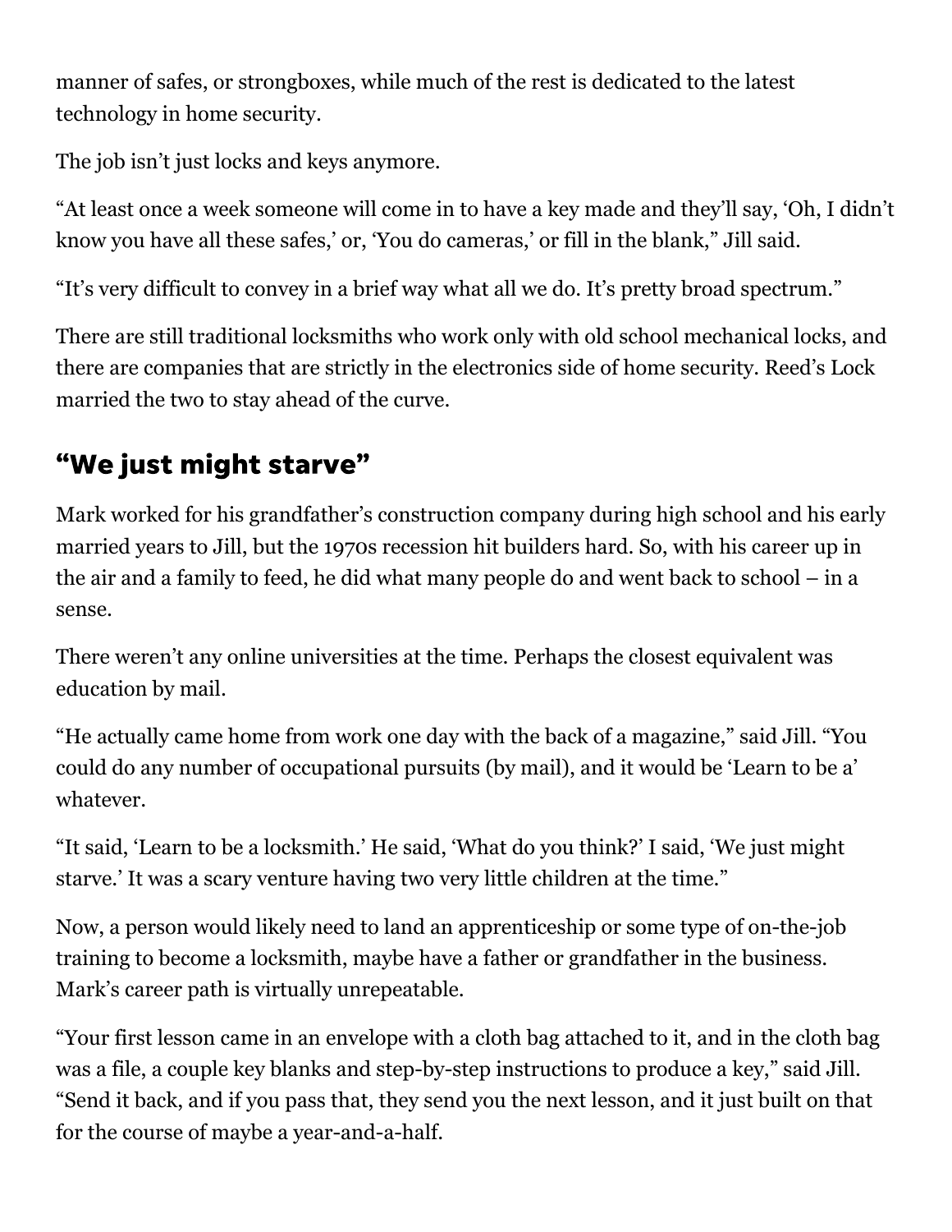manner of safes, or strongboxes, while much of the rest is dedicated to the latest technology in home security.

The job isn't just locks and keys anymore.

"At least once a week someone will come in to have a key made and they'll say, 'Oh, I didn't know you have all these safes,' or, 'You do cameras,' or fill in the blank," Jill said.

"It's very difficult to convey in a brief way what all we do. It's pretty broad spectrum."

There are still traditional locksmiths who work only with old school mechanical locks, and there are companies that are strictly in the electronics side of home security. Reed's Lock married the two to stay ahead of the curve.

## "We just might starve"

Mark worked for his grandfather's construction company during high school and his early married years to Jill, but the 1970s recession hit builders hard. So, with his career up in the air and a family to feed, he did what many people do and went back to school – in a sense.

There weren't any online universities at the time. Perhaps the closest equivalent was education by mail.

"He actually came home from work one day with the back of a magazine," said Jill. "You could do any number of occupational pursuits (by mail), and it would be 'Learn to be a' whatever.

"It said, 'Learn to be a locksmith.' He said, 'What do you think?' I said, 'We just might starve.' It was a scary venture having two very little children at the time."

Now, a person would likely need to land an apprenticeship or some type of on-the-job training to become a locksmith, maybe have a father or grandfather in the business. Mark's career path is virtually unrepeatable.

"Your first lesson came in an envelope with a cloth bag attached to it, and in the cloth bag was a file, a couple key blanks and step-by-step instructions to produce a key," said Jill. "Send it back, and if you pass that, they send you the next lesson, and it just built on that for the course of maybe a year-and-a-half.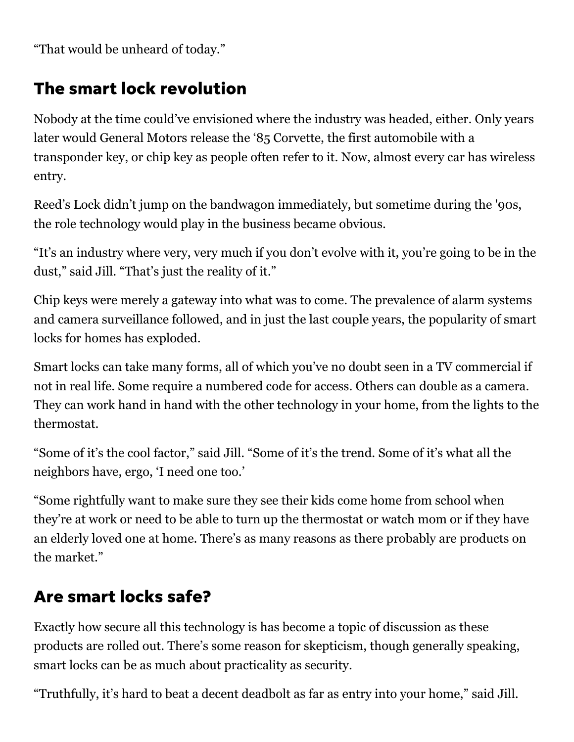"That would be unheard of today."

## The smart lock revolution

Nobody at the time could've envisioned where the industry was headed, either. Only years later would General Motors release the '85 Corvette, the first automobile with a transponder key, or chip key as people often refer to it. Now, almost every car has wireless entry.

Reed's Lock didn't jump on the bandwagon immediately, but sometime during the '90s, the role technology would play in the business became obvious.

"It's an industry where very, very much if you don't evolve with it, you're going to be in the dust," said Jill. "That's just the reality of it."

Chip keys were merely a gateway into what was to come. The prevalence of alarm systems and camera surveillance followed, and in just the last couple years, the popularity of smart locks for homes has exploded.

Smart locks can take many forms, all of which you've no doubt seen in a TV commercial if not in real life. Some require a numbered code for access. Others can double as a camera. They can work hand in hand with the other technology in your home, from the lights to the thermostat.

"Some of it's the cool factor," said Jill. "Some of it's the trend. Some of it's what all the neighbors have, ergo, 'I need one too.'

"Some rightfully want to make sure they see their kids come home from school when they're at work or need to be able to turn up the thermostat or watch mom or if they have an elderly loved one at home. There's as many reasons as there probably are products on the market."

## Are smart locks safe?

Exactly how secure all this technology is has become a topic of discussion as these products are rolled out. There's some reason for skepticism, though generally speaking, smart locks can be as much about practicality as security.

"Truthfully, it's hard to beat a decent deadbolt as far as entry into your home," said Jill.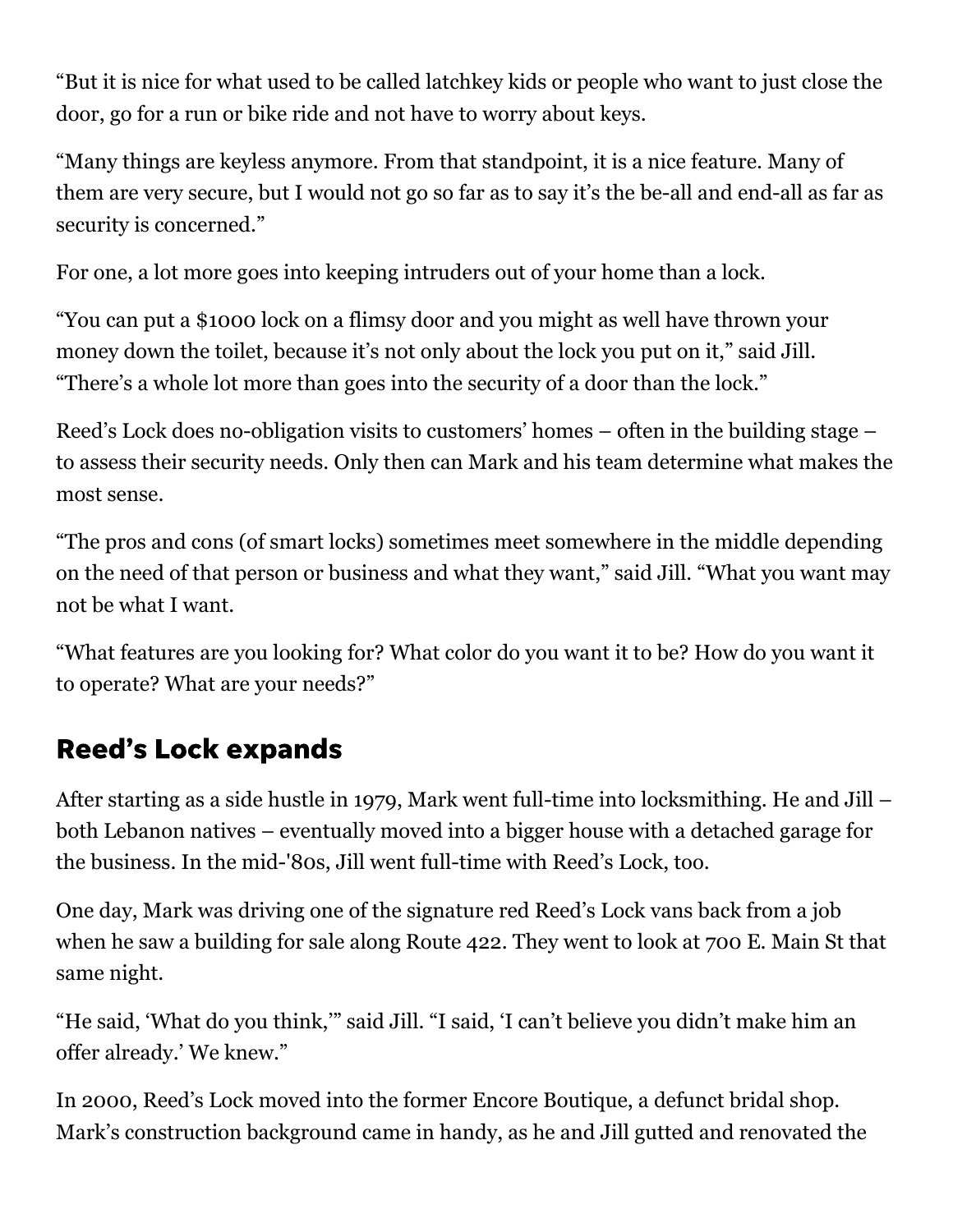"But it is nice for what used to be called latchkey kids or people who want to just close the door, go for a run or bike ride and not have to worry about keys.

"Many things are keyless anymore. From that standpoint, it is a nice feature. Many of them are very secure, but I would not go so far as to say it's the be-all and end-all as far as security is concerned."

For one, a lot more goes into keeping intruders out of your home than a lock.

"You can put a $1000 lock on a flimsy door and you might as well have thrown your money down the toilet, because it's not only about the lock you put on it," said Jill. "There's a whole lot more than goes into the security of a door than the lock."

Reed's Lock does no-obligation visits to customers' homes – often in the building stage – to assess their security needs. Only then can Mark and his team determine what makes the most sense.

"The pros and cons (of smart locks) sometimes meet somewhere in the middle depending on the need of that person or business and what they want," said Jill. "What you want may not be what I want.

"What features are you looking for? What color do you want it to be? How do you want it to operate? What are your needs?"

## Reed's Lock expands

After starting as a side hustle in 1979, Mark went full-time into locksmithing. He and Jill – both Lebanon natives – eventually moved into a bigger house with a detached garage for the business. In the mid-'80s, Jill went full-time with Reed's Lock, too.

One day, Mark was driving one of the signature red Reed's Lock vans back from a job when he saw a building for sale along Route 422. They went to look at 700 E. Main St that same night.

"He said, 'What do you think,'" said Jill. "I said, 'I can't believe you didn't make him an offer already.' We knew."

In 2000, Reed's Lock moved into the former Encore Boutique, a defunct bridal shop. Mark's construction background came in handy, as he and Jill gutted and renovated the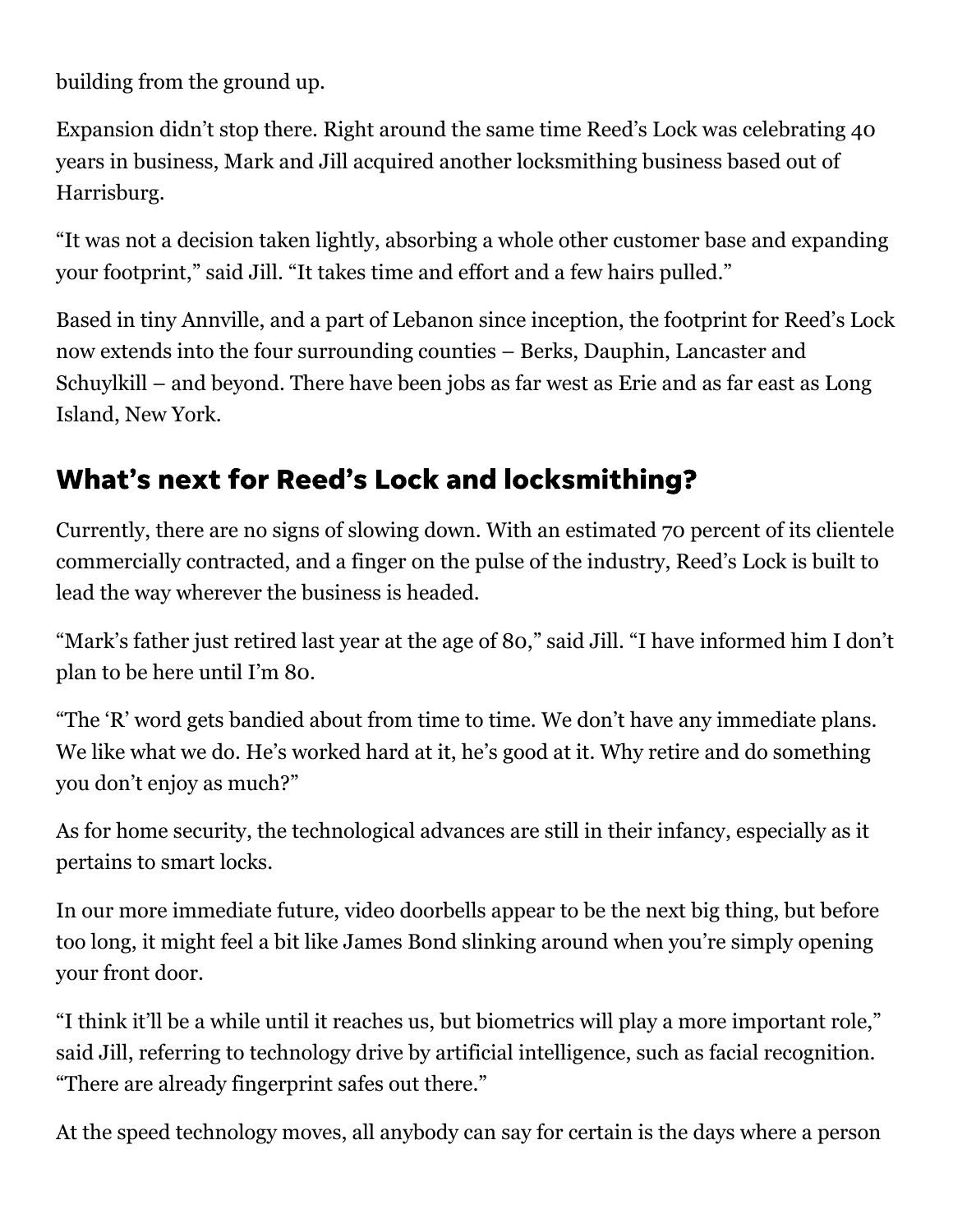building from the ground up.

Expansion didn't stop there. Right around the same time Reed's Lock was celebrating 40 years in business, Mark and Jill acquired another locksmithing business based out of Harrisburg.

"It was not a decision taken lightly, absorbing a whole other customer base and expanding your footprint," said Jill. "It takes time and effort and a few hairs pulled."

Based in tiny Annville, and a part of Lebanon since inception, the footprint for Reed's Lock now extends into the four surrounding counties – Berks, Dauphin, Lancaster and Schuylkill – and beyond. There have been jobs as far west as Erie and as far east as Long Island, New York.

## What's next for Reed's Lock and locksmithing?

Currently, there are no signs of slowing down. With an estimated 70 percent of its clientele commercially contracted, and a finger on the pulse of the industry, Reed's Lock is built to lead the way wherever the business is headed.

"Mark's father just retired last year at the age of 80," said Jill. "I have informed him I don't plan to be here until I'm 80.

"The 'R' word gets bandied about from time to time. We don't have any immediate plans. We like what we do. He's worked hard at it, he's good at it. Why retire and do something you don't enjoy as much?"

As for home security, the technological advances are still in their infancy, especially as it pertains to smart locks.

In our more immediate future, video doorbells appear to be the next big thing, but before too long, it might feel a bit like James Bond slinking around when you're simply opening your front door.

"I think it'll be a while until it reaches us, but biometrics will play a more important role," said Jill, referring to technology drive by artificial intelligence, such as facial recognition. "There are already fingerprint safes out there."

At the speed technology moves, all anybody can say for certain is the days where a person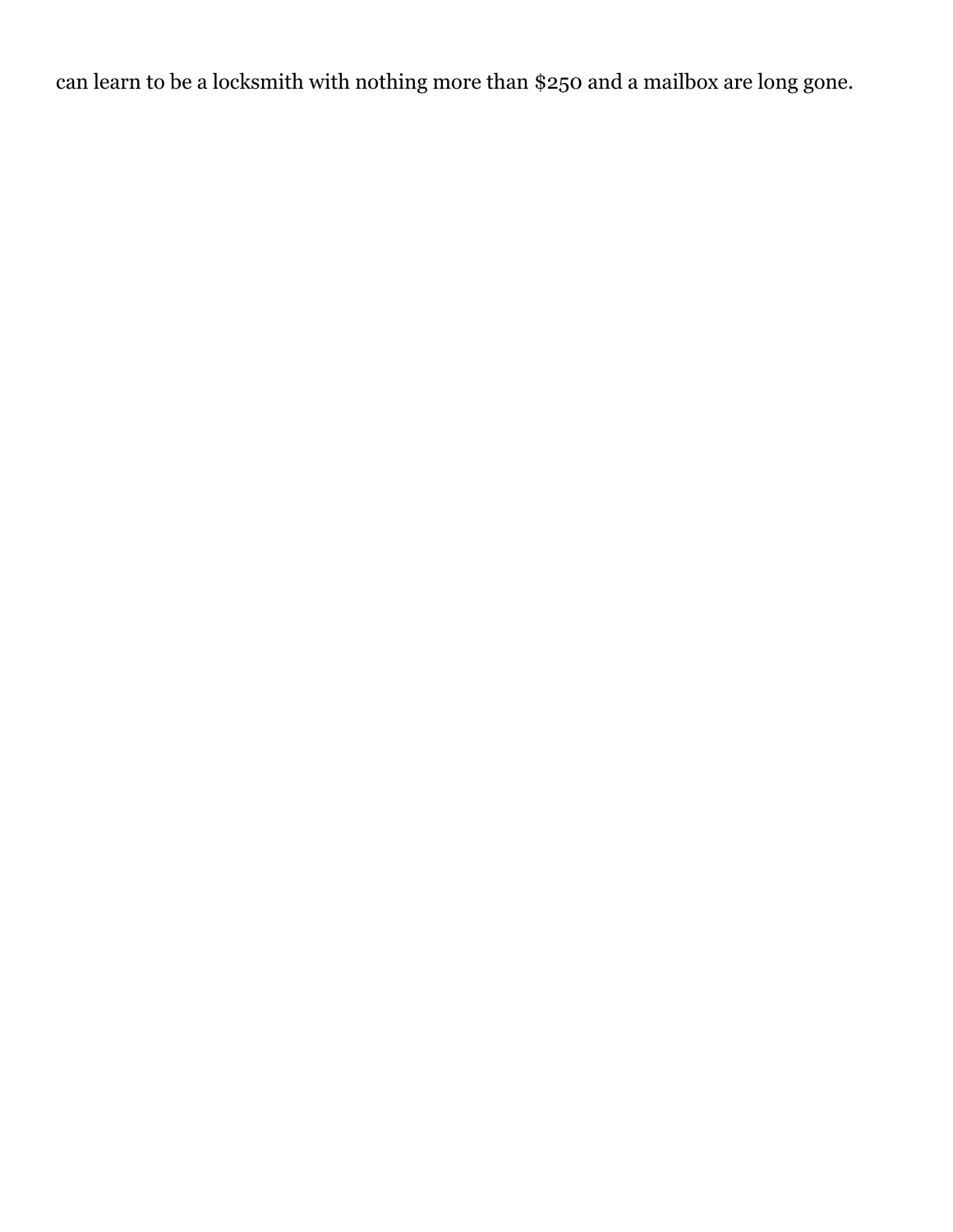can learn to be a locksmith with nothing more than $250 and a mailbox are long gone.